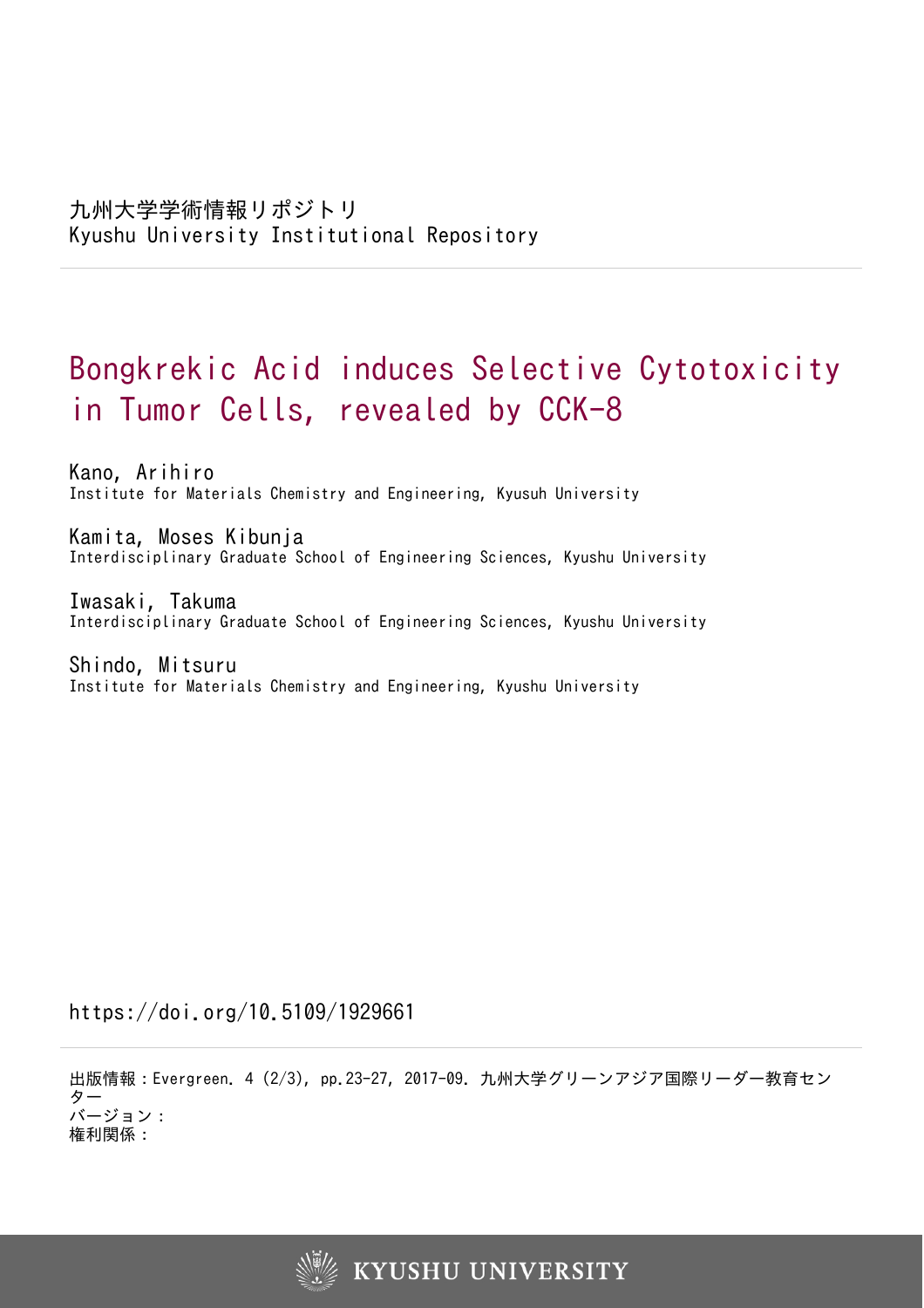九州大学学術情報リポジトリ
Kyushu University Institutional Repository

# Bongkrekic Acid induces Selective Cytotoxicity in Tumor Cells, revealed by CCK-8

Kano, Arihiro
Institute for Materials Chemistry and Engineering, Kyusuh University

Kamita, Moses Kibunja
Interdisciplinary Graduate School of Engineering Sciences, Kyushu University

Iwasaki, Takuma
Interdisciplinary Graduate School of Engineering Sciences, Kyushu University

Shindo, Mitsuru
Institute for Materials Chemistry and Engineering, Kyushu University

https://doi.org/10.5109/1929661

出版情報：Evergreen. 4 (2/3), pp.23-27, 2017-09. 九州大学グリーンアジア国際リーダー教育センター
バージョン：
権利関係：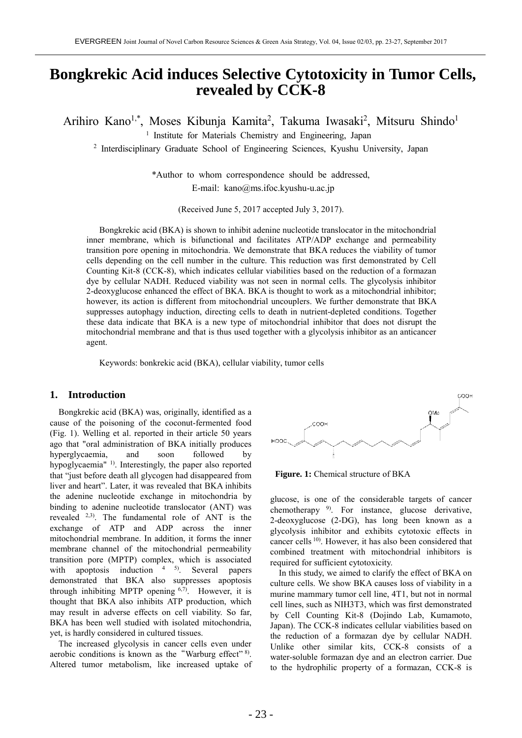# Bongkrekic Acid induces Selective Cytotoxicity in Tumor Cells, revealed by CCK-8

Arihiro Kano[1,*], Moses Kibunja Kamita[2], Takuma Iwasaki[2], Mitsuru Shindo[1]

[1] Institute for Materials Chemistry and Engineering, Japan

[2] Interdisciplinary Graduate School of Engineering Sciences, Kyushu University, Japan

*Author to whom correspondence should be addressed,
E-mail: kano@ms.ifoc.kyushu-u.ac.jp

(Received June 5, 2017 accepted July 3, 2017).

Bongkrekic acid (BKA) is shown to inhibit adenine nucleotide translocator in the mitochondrial inner membrane, which is bifunctional and facilitates ATP/ADP exchange and permeability transition pore opening in mitochondria. We demonstrate that BKA reduces the viability of tumor cells depending on the cell number in the culture. This reduction was first demonstrated by Cell Counting Kit-8 (CCK-8), which indicates cellular viabilities based on the reduction of a formazan dye by cellular NADH. Reduced viability was not seen in normal cells. The glycolysis inhibitor 2-deoxyglucose enhanced the effect of BKA. BKA is thought to work as a mitochondrial inhibitor; however, its action is different from mitochondrial uncouplers. We further demonstrate that BKA suppresses autophagy induction, directing cells to death in nutrient-depleted conditions. Together these data indicate that BKA is a new type of mitochondrial inhibitor that does not disrupt the mitochondrial membrane and that is thus used together with a glycolysis inhibitor as an anticancer agent.

Keywords: bonkrekic acid (BKA), cellular viability, tumor cells

## 1. Introduction

Bongkrekic acid (BKA) was, originally, identified as a cause of the poisoning of the coconut-fermented food (Fig. 1). Welling et al. reported in their article 50 years ago that "oral administration of BKA initially produces hyperglycaemia, and soon followed by hypoglycaemia" [1]. Interestingly, the paper also reported that "just before death all glycogen had disappeared from liver and heart". Later, it was revealed that BKA inhibits the adenine nucleotide exchange in mitochondria by binding to adenine nucleotide translocator (ANT) was revealed [2,3]. The fundamental role of ANT is the exchange of ATP and ADP across the inner mitochondrial membrane. In addition, it forms the inner membrane channel of the mitochondrial permeability transition pore (MPTP) complex, which is associated with apoptosis induction [4 5]. Several papers demonstrated that BKA also suppresses apoptosis through inhibiting MPTP opening [6,7]. However, it is thought that BKA also inhibits ATP production, which may result in adverse effects on cell viability. So far, BKA has been well studied with isolated mitochondria, yet, is hardly considered in cultured tissues.

The increased glycolysis in cancer cells even under aerobic conditions is known as the "Warburg effect" [8]. Altered tumor metabolism, like increased uptake of glucose, is one of the considerable targets of cancer chemotherapy [9]. For instance, glucose derivative, 2-deoxyglucose (2-DG), has long been known as a glycolysis inhibitor and exhibits cytotoxic effects in cancer cells [10]. However, it has also been considered that combined treatment with mitochondrial inhibitors is required for sufficient cytotoxicity.

**Figure. 1:** Chemical structure of BKA

In this study, we aimed to clarify the effect of BKA on culture cells. We show BKA causes loss of viability in a murine mammary tumor cell line, 4T1, but not in normal cell lines, such as NIH3T3, which was first demonstrated by Cell Counting Kit-8 (Dojindo Lab, Kumamoto, Japan). The CCK-8 indicates cellular viabilities based on the reduction of a formazan dye by cellular NADH. Unlike other similar kits, CCK-8 consists of a water-soluble formazan dye and an electron carrier. Due to the hydrophilic property of a formazan, CCK-8 is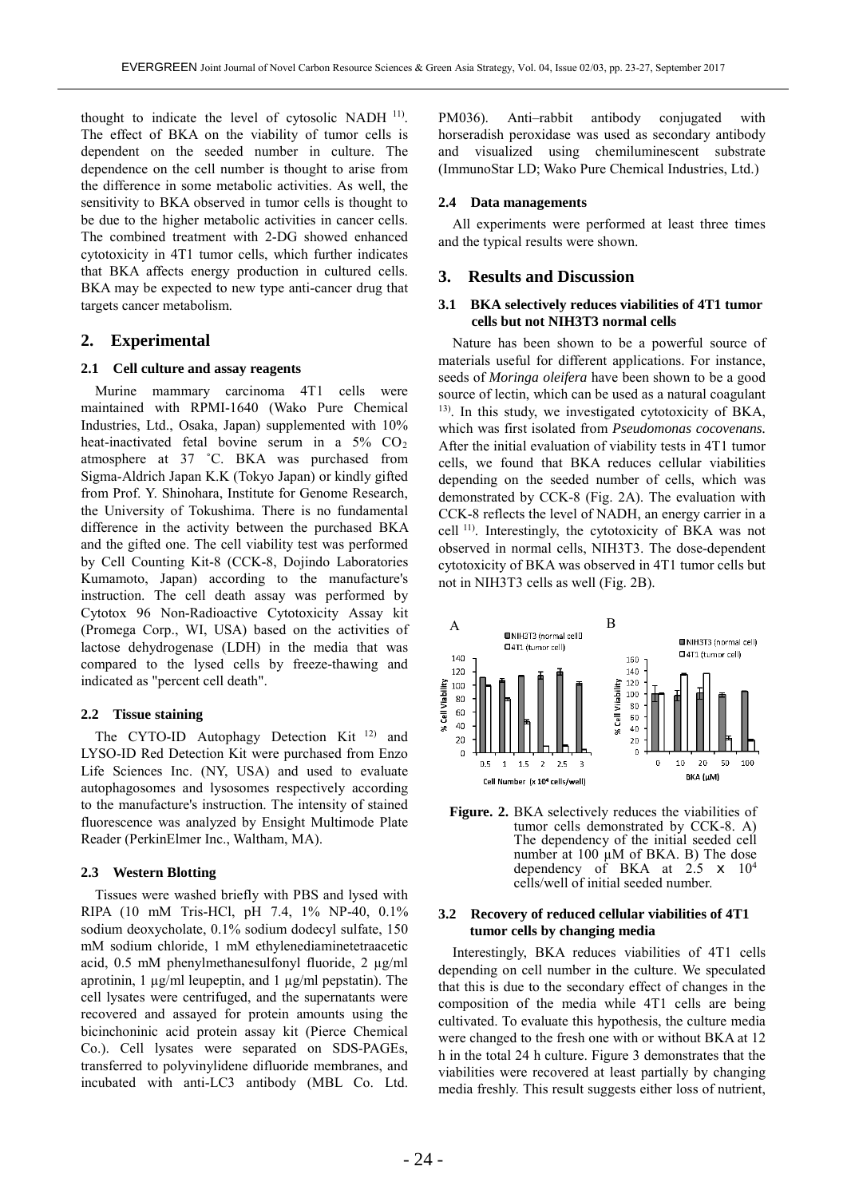thought to indicate the level of cytosolic NADH [11]. The effect of BKA on the viability of tumor cells is dependent on the seeded number in culture. The dependence on the cell number is thought to arise from the difference in some metabolic activities. As well, the sensitivity to BKA observed in tumor cells is thought to be due to the higher metabolic activities in cancer cells. The combined treatment with 2-DG showed enhanced cytotoxicity in 4T1 tumor cells, which further indicates that BKA affects energy production in cultured cells. BKA may be expected to new type anti-cancer drug that targets cancer metabolism.

## 2. Experimental

### 2.1 Cell culture and assay reagents

Murine mammary carcinoma 4T1 cells were maintained with RPMI-1640 (Wako Pure Chemical Industries, Ltd., Osaka, Japan) supplemented with 10% heat-inactivated fetal bovine serum in a 5% $CO_2$ atmosphere at 37 ˚C. BKA was purchased from Sigma-Aldrich Japan K.K (Tokyo Japan) or kindly gifted from Prof. Y. Shinohara, Institute for Genome Research, the University of Tokushima. There is no fundamental difference in the activity between the purchased BKA and the gifted one. The cell viability test was performed by Cell Counting Kit-8 (CCK-8, Dojindo Laboratories Kumamoto, Japan) according to the manufacture's instruction. The cell death assay was performed by Cytotox 96 Non-Radioactive Cytotoxicity Assay kit (Promega Corp., WI, USA) based on the activities of lactose dehydrogenase (LDH) in the media that was compared to the lysed cells by freeze-thawing and indicated as "percent cell death".

### 2.2 Tissue staining

The CYTO-ID Autophagy Detection Kit [12] and LYSO-ID Red Detection Kit were purchased from Enzo Life Sciences Inc. (NY, USA) and used to evaluate autophagosomes and lysosomes respectively according to the manufacture's instruction. The intensity of stained fluorescence was analyzed by Ensight Multimode Plate Reader (PerkinElmer Inc., Waltham, MA).

### 2.3 Western Blotting

Tissues were washed briefly with PBS and lysed with RIPA (10 mM Tris-HCl, pH 7.4, 1% NP-40, 0.1% sodium deoxycholate, 0.1% sodium dodecyl sulfate, 150 mM sodium chloride, 1 mM ethylenediaminetetraacetic acid, 0.5 mM phenylmethanesulfonyl fluoride, 2 µg/ml aprotinin, 1 µg/ml leupeptin, and 1 µg/ml pepstatin). The cell lysates were centrifuged, and the supernatants were recovered and assayed for protein amounts using the bicinchoninic acid protein assay kit (Pierce Chemical Co.). Cell lysates were separated on SDS-PAGEs, transferred to polyvinylidene difluoride membranes, and incubated with anti-LC3 antibody (MBL Co. Ltd. PM036). Anti–rabbit antibody conjugated with horseradish peroxidase was used as secondary antibody and visualized using chemiluminescent substrate (ImmunoStar LD; Wako Pure Chemical Industries, Ltd.)

### 2.4 Data managements

All experiments were performed at least three times and the typical results were shown.

## 3. Results and Discussion

### 3.1 BKA selectively reduces viabilities of 4T1 tumor cells but not NIH3T3 normal cells

Nature has been shown to be a powerful source of materials useful for different applications. For instance, seeds of *Moringa oleifera* have been shown to be a good source of lectin, which can be used as a natural coagulant [13]. In this study, we investigated cytotoxicity of BKA, which was first isolated from *Pseudomonas cocovenans.* After the initial evaluation of viability tests in 4T1 tumor cells, we found that BKA reduces cellular viabilities depending on the seeded number of cells, which was demonstrated by CCK-8 (Fig. 2A). The evaluation with CCK-8 reflects the level of NADH, an energy carrier in a cell [11]. Interestingly, the cytotoxicity of BKA was not observed in normal cells, NIH3T3. The dose-dependent cytotoxicity of BKA was observed in 4T1 tumor cells but not in NIH3T3 cells as well (Fig. 2B).

**Figure. 2.** BKA selectively reduces the viabilities of tumor cells demonstrated by CCK-8. A) The dependency of the initial seeded cell number at 100 µM of BKA. B) The dose dependency of BKA at 2.5 x $10^4$ cells/well of initial seeded number.

### 3.2 Recovery of reduced cellular viabilities of 4T1 tumor cells by changing media

Interestingly, BKA reduces viabilities of 4T1 cells depending on cell number in the culture. We speculated that this is due to the secondary effect of changes in the composition of the media while 4T1 cells are being cultivated. To evaluate this hypothesis, the culture media were changed to the fresh one with or without BKA at 12 h in the total 24 h culture. Figure 3 demonstrates that the viabilities were recovered at least partially by changing media freshly. This result suggests either loss of nutrient,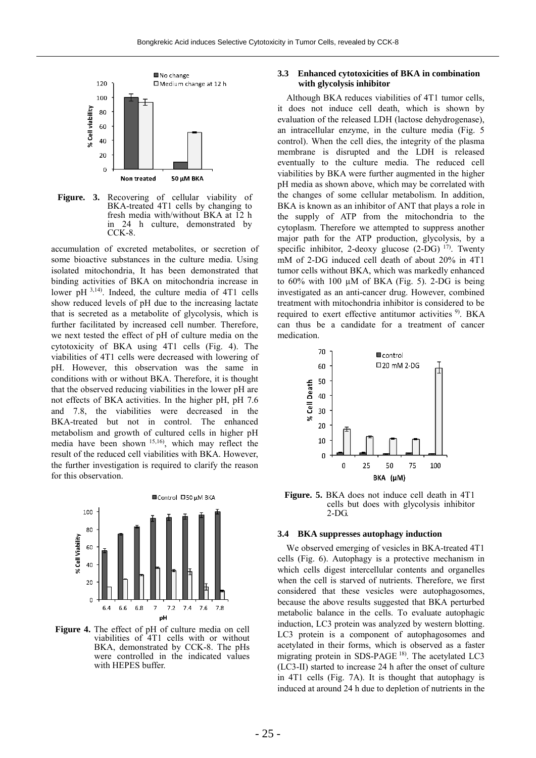**Figure. 3.** Recovering of cellular viability of BKA-treated 4T1 cells by changing to fresh media with/without BKA at 12 h in 24 h culture, demonstrated by CCK-8.

accumulation of excreted metabolites, or secretion of some bioactive substances in the culture media. Using isolated mitochondria, It has been demonstrated that binding activities of BKA on mitochondria increase in lower pH [3,14]. Indeed, the culture media of 4T1 cells show reduced levels of pH due to the increasing lactate that is secreted as a metabolite of glycolysis, which is further facilitated by increased cell number. Therefore, we next tested the effect of pH of culture media on the cytotoxicity of BKA using 4T1 cells (Fig. 4). The viabilities of 4T1 cells were decreased with lowering of pH. However, this observation was the same in conditions with or without BKA. Therefore, it is thought that the observed reducing viabilities in the lower pH are not effects of BKA activities. In the higher pH, pH 7.6 and 7.8, the viabilities were decreased in the BKA-treated but not in control. The enhanced metabolism and growth of cultured cells in higher pH media have been shown [15,16], which may reflect the result of the reduced cell viabilities with BKA. However, the further investigation is required to clarify the reason for this observation.

**Figure 4.** The effect of pH of culture media on cell viabilities of 4T1 cells with or without BKA, demonstrated by CCK-8. The pHs were controlled in the indicated values with HEPES buffer.

### 3.3 Enhanced cytotoxicities of BKA in combination with glycolysis inhibitor

Although BKA reduces viabilities of 4T1 tumor cells, it does not induce cell death, which is shown by evaluation of the released LDH (lactose dehydrogenase), an intracellular enzyme, in the culture media (Fig. 5 control). When the cell dies, the integrity of the plasma membrane is disrupted and the LDH is released eventually to the culture media. The reduced cell viabilities by BKA were further augmented in the higher pH media as shown above, which may be correlated with the changes of some cellular metabolism. In addition, BKA is known as an inhibitor of ANT that plays a role in the supply of ATP from the mitochondria to the cytoplasm. Therefore we attempted to suppress another major path for the ATP production, glycolysis, by a specific inhibitor, 2-deoxy glucose (2-DG) [17]. Twenty mM of 2-DG induced cell death of about 20% in 4T1 tumor cells without BKA, which was markedly enhanced to 60% with 100 µM of BKA (Fig. 5). 2-DG is being investigated as an anti-cancer drug. However, combined treatment with mitochondria inhibitor is considered to be required to exert effective antitumor activities [9]. BKA can thus be a candidate for a treatment of cancer medication.

**Figure. 5.** BKA does not induce cell death in 4T1 cells but does with glycolysis inhibitor 2-DG.

### 3.4 BKA suppresses autophagy induction

We observed emerging of vesicles in BKA-treated 4T1 cells (Fig. 6). Autophagy is a protective mechanism in which cells digest intercellular contents and organelles when the cell is starved of nutrients. Therefore, we first considered that these vesicles were autophagosomes, because the above results suggested that BKA perturbed metabolic balance in the cells. To evaluate autophagic induction, LC3 protein was analyzed by western blotting. LC3 protein is a component of autophagosomes and acetylated in their forms, which is observed as a faster migrating protein in SDS-PAGE [18]. The acetylated LC3 (LC3-II) started to increase 24 h after the onset of culture in 4T1 cells (Fig. 7A). It is thought that autophagy is induced at around 24 h due to depletion of nutrients in the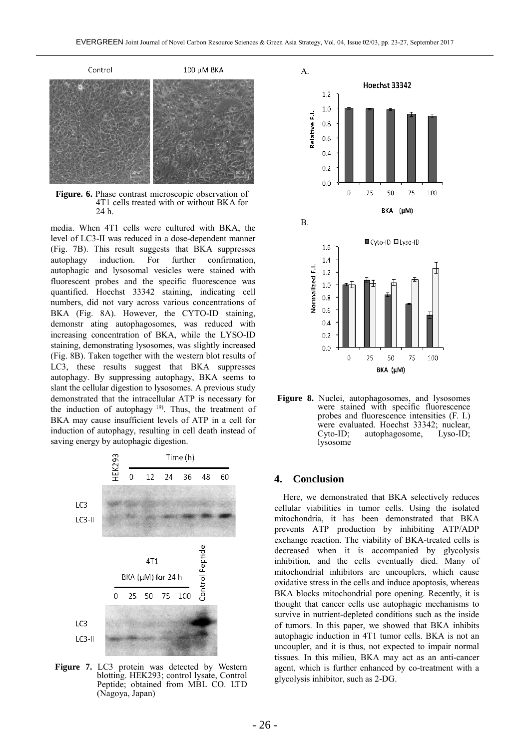Figure. 6. Phase contrast microscopic observation of 4T1 cells treated with or without BKA for 24 h.

media. When 4T1 cells were cultured with BKA, the level of LC3-II was reduced in a dose-dependent manner (Fig. 7B). This result suggests that BKA suppresses autophagy induction. For further confirmation, autophagic and lysosomal vesicles were stained with fluorescent probes and the specific fluorescence was quantified. Hoechst 33342 staining, indicating cell numbers, did not vary across various concentrations of BKA (Fig. 8A). However, the CYTO-ID staining, demonstr ating autophagosomes, was reduced with increasing concentration of BKA, while the LYSO-ID staining, demonstrating lysosomes, was slightly increased (Fig. 8B). Taken together with the western blot results of LC3, these results suggest that BKA suppresses autophagy. By suppressing autophagy, BKA seems to slant the cellular digestion to lysosomes. A previous study demonstrated that the intracellular ATP is necessary for the induction of autophagy [19]. Thus, the treatment of BKA may cause insufficient levels of ATP in a cell for induction of autophagy, resulting in cell death instead of saving energy by autophagic digestion.

Figure 7. LC3 protein was detected by Western blotting. HEK293; control lysate, Control Peptide; obtained from MBL CO. LTD (Nagoya, Japan)

Figure 8. Nuclei, autophagosomes, and lysosomes were stained with specific fluorescence probes and fluorescence intensities (F. I.) were evaluated. Hoechst 33342; nuclear, Cyto-ID; autophagosome, Lyso-ID; lysosome

## 4. Conclusion

Here, we demonstrated that BKA selectively reduces cellular viabilities in tumor cells. Using the isolated mitochondria, it has been demonstrated that BKA prevents ATP production by inhibiting ATP/ADP exchange reaction. The viability of BKA-treated cells is decreased when it is accompanied by glycolysis inhibition, and the cells eventually died. Many of mitochondrial inhibitors are uncouplers, which cause oxidative stress in the cells and induce apoptosis, whereas BKA blocks mitochondrial pore opening. Recently, it is thought that cancer cells use autophagic mechanisms to survive in nutrient-depleted conditions such as the inside of tumors. In this paper, we showed that BKA inhibits autophagic induction in 4T1 tumor cells. BKA is not an uncoupler, and it is thus, not expected to impair normal tissues. In this milieu, BKA may act as an anti-cancer agent, which is further enhanced by co-treatment with a glycolysis inhibitor, such as 2-DG.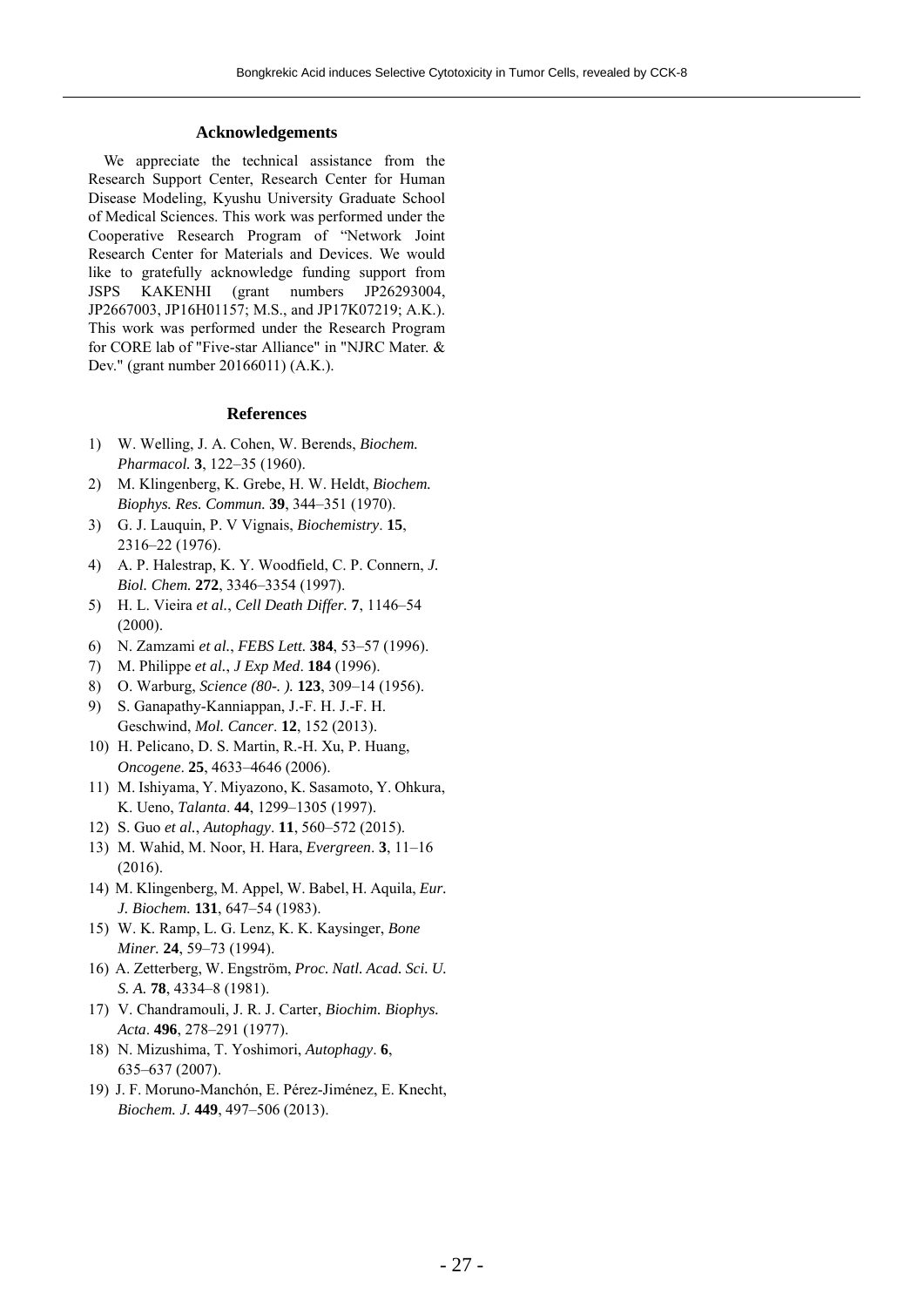## Acknowledgements

We appreciate the technical assistance from the Research Support Center, Research Center for Human Disease Modeling, Kyushu University Graduate School of Medical Sciences. This work was performed under the Cooperative Research Program of "Network Joint Research Center for Materials and Devices. We would like to gratefully acknowledge funding support from JSPS KAKENHI (grant numbers JP26293004, JP2667003, JP16H01157; M.S., and JP17K07219; A.K.). This work was performed under the Research Program for CORE lab of "Five-star Alliance" in "NJRC Mater. & Dev." (grant number 20166011) (A.K.).

## References

1) W. Welling, J. A. Cohen, W. Berends, *Biochem. Pharmacol.* **3**, 122–35 (1960).
2) M. Klingenberg, K. Grebe, H. W. Heldt, *Biochem. Biophys. Res. Commun.* **39**, 344–351 (1970).
3) G. J. Lauquin, P. V Vignais, *Biochemistry*. **15**, 2316–22 (1976).
4) A. P. Halestrap, K. Y. Woodfield, C. P. Connern, *J. Biol. Chem.* **272**, 3346–3354 (1997).
5) H. L. Vieira *et al.*, *Cell Death Differ.* **7**, 1146–54 (2000).
6) N. Zamzami *et al.*, *FEBS Lett.* **384**, 53–57 (1996).
7) M. Philippe *et al.*, *J Exp Med*. **184** (1996).
8) O. Warburg, *Science (80-. ).* **123**, 309–14 (1956).
9) S. Ganapathy-Kanniappan, J.-F. H. J.-F. H. Geschwind, *Mol. Cancer*. **12**, 152 (2013).
10) H. Pelicano, D. S. Martin, R.-H. Xu, P. Huang, *Oncogene*. **25**, 4633–4646 (2006).
11) M. Ishiyama, Y. Miyazono, K. Sasamoto, Y. Ohkura, K. Ueno, *Talanta*. **44**, 1299–1305 (1997).
12) S. Guo *et al.*, *Autophagy*. **11**, 560–572 (2015).
13) M. Wahid, M. Noor, H. Hara, *Evergreen*. **3**, 11–16 (2016).
14) M. Klingenberg, M. Appel, W. Babel, H. Aquila, *Eur. J. Biochem.* **131**, 647–54 (1983).
15) W. K. Ramp, L. G. Lenz, K. K. Kaysinger, *Bone Miner.* **24**, 59–73 (1994).
16) A. Zetterberg, W. Engström, *Proc. Natl. Acad. Sci. U. S. A.* **78**, 4334–8 (1981).
17) V. Chandramouli, J. R. J. Carter, *Biochim. Biophys. Acta*. **496**, 278–291 (1977).
18) N. Mizushima, T. Yoshimori, *Autophagy*. **6**, 635–637 (2007).
19) J. F. Moruno-Manchón, E. Pérez-Jiménez, E. Knecht, *Biochem. J.* **449**, 497–506 (2013).